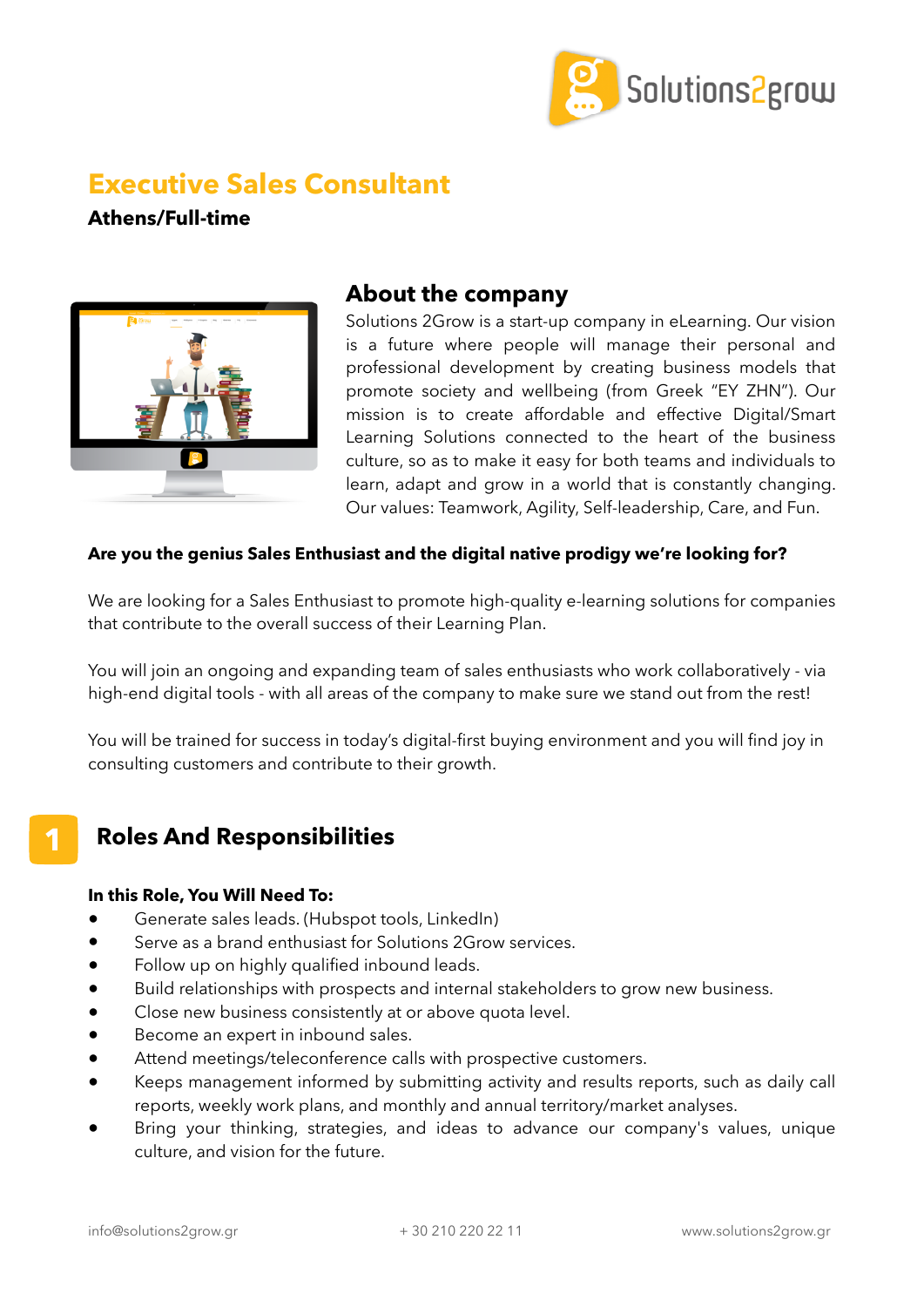# Executive Sales Consultant

**Athens/Full-time**

## About the company

Solutions 2Grow is a start-up company in eLearning. Our vision is a future where people will manage their personal and professional development by creating business models that promote society and wellbeing (from Greek "ΕΥ ΖΗΝ"). Our mission is to create affordable and effective Digital/Smart Learning Solutions connected to the heart of the business culture, so as to make it easy for both teams and individuals to learn, adapt and grow in a world that is constantly changing. Our values: Teamwork, Agility, Self-leadership, Care, and Fun.

**Are you the genius Sales Enthusiast and the digital native prodigy we're looking for?**

We are looking for a Sales Enthusiast to promote high-quality e-learning solutions for companies that contribute to the overall success of their Learning Plan.

You will join an ongoing and expanding team of sales enthusiasts who work collaboratively - via high-end digital tools - with all areas of the company to make sure we stand out from the rest!

You will be trained for success in today's digital-first buying environment and you will find joy in consulting customers and contribute to their growth.

## 1 Roles And Responsibilities

**In this Role, You Will Need To:**

- Generate sales leads. (Hubspot tools, LinkedIn)
- Serve as a brand enthusiast for Solutions 2Grow services.
- Follow up on highly qualified inbound leads.
- Build relationships with prospects and internal stakeholders to grow new business.
- Close new business consistently at or above quota level.
- Become an expert in inbound sales.
- Attend meetings/teleconference calls with prospective customers.
- Keeps management informed by submitting activity and results reports, such as daily call reports, weekly work plans, and monthly and annual territory/market analyses.
- Bring your thinking, strategies, and ideas to advance our company's values, unique culture, and vision for the future.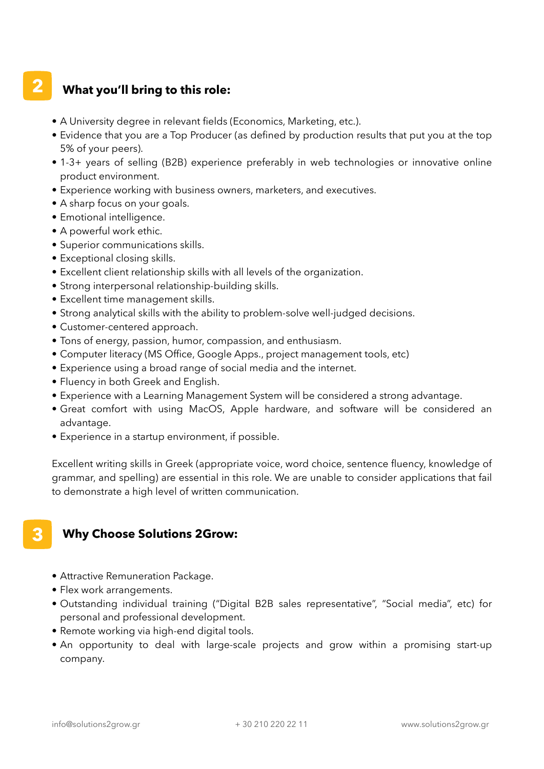## 2 What you'll bring to this role:

- A University degree in relevant fields (Economics, Marketing, etc.).
- Evidence that you are a Top Producer (as defined by production results that put you at the top 5% of your peers).
- 1-3+ years of selling (B2B) experience preferably in web technologies or innovative online product environment.
- Experience working with business owners, marketers, and executives.
- A sharp focus on your goals.
- Emotional intelligence.
- A powerful work ethic.
- Superior communications skills.
- Exceptional closing skills.
- Excellent client relationship skills with all levels of the organization.
- Strong interpersonal relationship-building skills.
- Excellent time management skills.
- Strong analytical skills with the ability to problem-solve well-judged decisions.
- Customer-centered approach.
- Tons of energy, passion, humor, compassion, and enthusiasm.
- Computer literacy (MS Office, Google Apps., project management tools, etc)
- Experience using a broad range of social media and the internet.
- Fluency in both Greek and English.
- Experience with a Learning Management System will be considered a strong advantage.
- Great comfort with using MacOS, Apple hardware, and software will be considered an advantage.
- Experience in a startup environment, if possible.

Excellent writing skills in Greek (appropriate voice, word choice, sentence fluency, knowledge of grammar, and spelling) are essential in this role. We are unable to consider applications that fail to demonstrate a high level of written communication.

## 3 Why Choose Solutions 2Grow:

- Attractive Remuneration Package.
- Flex work arrangements.
- Outstanding individual training ("Digital B2B sales representative", "Social media", etc) for personal and professional development.
- Remote working via high-end digital tools.
- An opportunity to deal with large-scale projects and grow within a promising start-up company.

info@solutions2grow.gr + 30 210 220 22 11 www.solutions2grow.gr